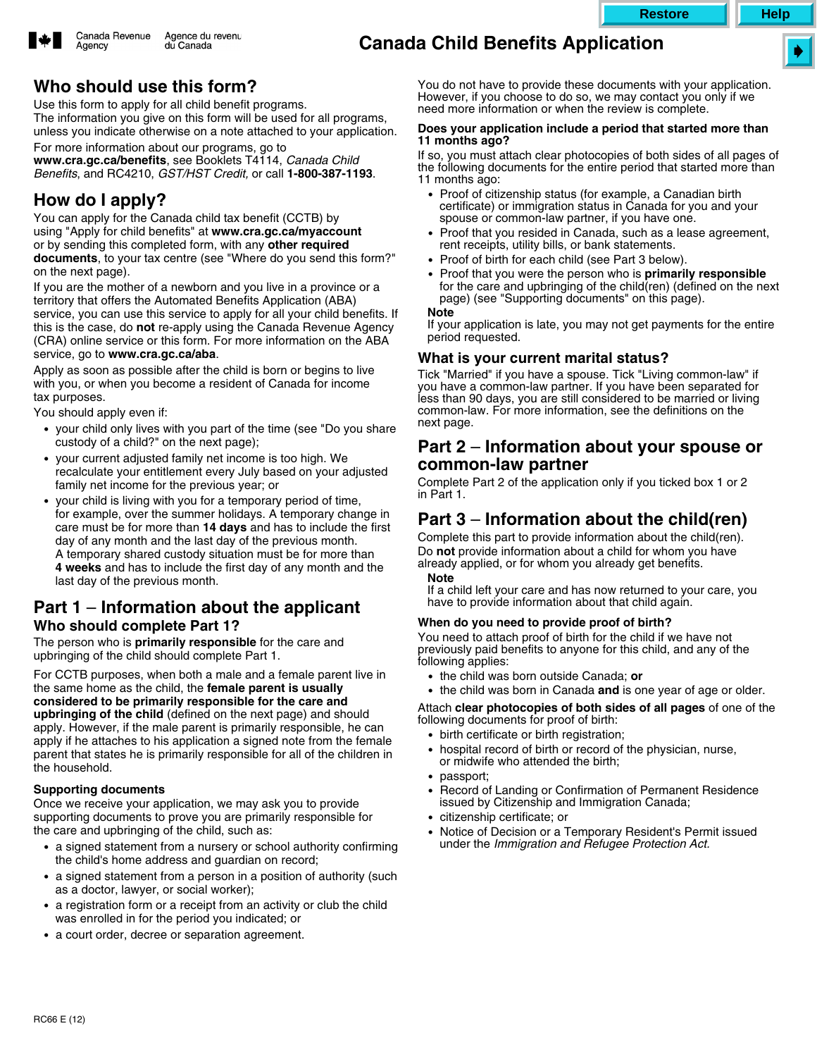Canada Revenue Agency / Agence du revenu du Canada

# Canada Child Benefits Application

## Who should use this form?

Use this form to apply for all child benefit programs.

The information you give on this form will be used for all programs, unless you indicate otherwise on a note attached to your application.

For more information about our programs, go to **www.cra.gc.ca/benefits**, see Booklets T4114, *Canada Child Benefits*, and RC4210, *GST/HST Credit,* or call **1-800-387-1193**.

## How do I apply?

You can apply for the Canada child tax benefit (CCTB) by using "Apply for child benefits" at **www.cra.gc.ca/myaccount** or by sending this completed form, with any **other required documents**, to your tax centre (see "Where do you send this form?" on the next page).

If you are the mother of a newborn and you live in a province or a territory that offers the Automated Benefits Application (ABA) service, you can use this service to apply for all your child benefits. If this is the case, do **not** re-apply using the Canada Revenue Agency (CRA) online service or this form. For more information on the ABA service, go to **www.cra.gc.ca/aba**.

Apply as soon as possible after the child is born or begins to live with you, or when you become a resident of Canada for income tax purposes.

You should apply even if:

- your child only lives with you part of the time (see "Do you share custody of a child?" on the next page);
- your current adjusted family net income is too high. We recalculate your entitlement every July based on your adjusted family net income for the previous year; or
- your child is living with you for a temporary period of time, for example, over the summer holidays. A temporary change in care must be for more than **14 days** and has to include the first day of any month and the last day of the previous month. A temporary shared custody situation must be for more than **4 weeks** and has to include the first day of any month and the last day of the previous month.

## Part 1 – Information about the applicant

### Who should complete Part 1?

The person who is **primarily responsible** for the care and upbringing of the child should complete Part 1.

For CCTB purposes, when both a male and a female parent live in the same home as the child, the **female parent is usually considered to be primarily responsible for the care and upbringing of the child** (defined on the next page) and should apply. However, if the male parent is primarily responsible, he can apply if he attaches to his application a signed note from the female parent that states he is primarily responsible for all of the children in the household.

#### Supporting documents

Once we receive your application, we may ask you to provide supporting documents to prove you are primarily responsible for the care and upbringing of the child, such as:

- a signed statement from a nursery or school authority confirming the child's home address and guardian on record;
- a signed statement from a person in a position of authority (such as a doctor, lawyer, or social worker);
- a registration form or a receipt from an activity or club the child was enrolled in for the period you indicated; or
- a court order, decree or separation agreement.

You do not have to provide these documents with your application. However, if you choose to do so, we may contact you only if we need more information or when the review is complete.

#### Does your application include a period that started more than 11 months ago?

If so, you must attach clear photocopies of both sides of all pages of the following documents for the entire period that started more than 11 months ago:

- Proof of citizenship status (for example, a Canadian birth certificate) or immigration status in Canada for you and your spouse or common-law partner, if you have one.
- Proof that you resided in Canada, such as a lease agreement, rent receipts, utility bills, or bank statements.
- Proof of birth for each child (see Part 3 below).
- Proof that you were the person who is **primarily responsible** for the care and upbringing of the child(ren) (defined on the next page) (see "Supporting documents" on this page).

**Note**
If your application is late, you may not get payments for the entire period requested.

### What is your current marital status?

Tick "Married" if you have a spouse. Tick "Living common-law" if you have a common-law partner. If you have been separated for less than 90 days, you are still considered to be married or living common-law. For more information, see the definitions on the next page.

## Part 2 – Information about your spouse or common-law partner

Complete Part 2 of the application only if you ticked box 1 or 2 in Part 1.

## Part 3 – Information about the child(ren)

Complete this part to provide information about the child(ren).
Do **not** provide information about a child for whom you have already applied, or for whom you already get benefits.

**Note**
If a child left your care and has now returned to your care, you have to provide information about that child again.

#### When do you need to provide proof of birth?

You need to attach proof of birth for the child if we have not previously paid benefits to anyone for this child, and any of the following applies:

- the child was born outside Canada; **or**
- the child was born in Canada **and** is one year of age or older.

Attach **clear photocopies of both sides of all pages** of one of the following documents for proof of birth:

- birth certificate or birth registration;
- hospital record of birth or record of the physician, nurse, or midwife who attended the birth;
- passport;
- Record of Landing or Confirmation of Permanent Residence issued by Citizenship and Immigration Canada;
- citizenship certificate; or
- Notice of Decision or a Temporary Resident's Permit issued under the *Immigration and Refugee Protection Act.*

RC66 E (12)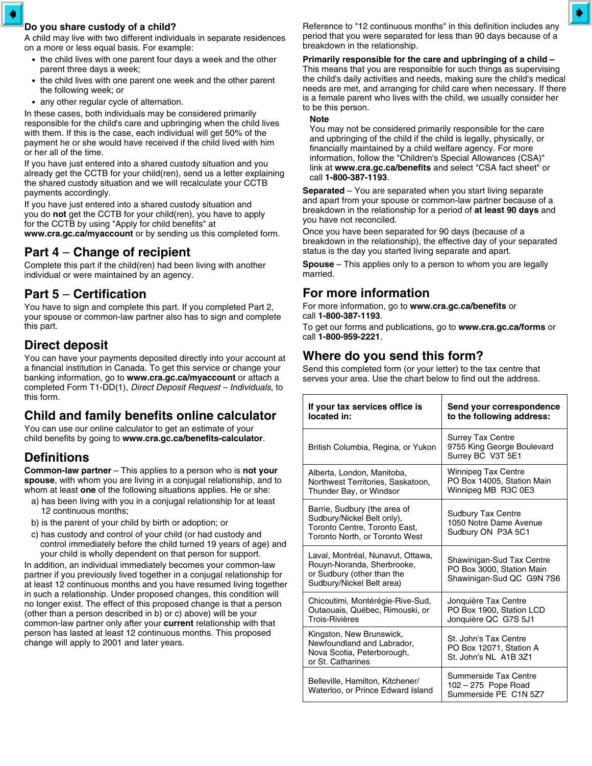## Do you share custody of a child?

A child may live with two different individuals in separate residences on a more or less equal basis. For example:

- the child lives with one parent four days a week and the other parent three days a week;
- the child lives with one parent one week and the other parent the following week; or
- any other regular cycle of alternation.

In these cases, both individuals may be considered primarily responsible for the child's care and upbringing when the child lives with them. If this is the case, each individual will get 50% of the payment he or she would have received if the child lived with him or her all of the time.

If you have just entered into a shared custody situation and you already get the CCTB for your child(ren), send us a letter explaining the shared custody situation and we will recalculate your CCTB payments accordingly.

If you have just entered into a shared custody situation and you do **not** get the CCTB for your child(ren), you have to apply for the CCTB by using "Apply for child benefits" at **www.cra.gc.ca/myaccount** or by sending us this completed form.

## Part 4 – Change of recipient

Complete this part if the child(ren) had been living with another individual or were maintained by an agency.

## Part 5 – Certification

You have to sign and complete this part. If you completed Part 2, your spouse or common-law partner also has to sign and complete this part.

## Direct deposit

You can have your payments deposited directly into your account at a financial institution in Canada. To get this service or change your banking information, go to **www.cra.gc.ca/myaccount** or attach a completed Form T1-DD(1), *Direct Deposit Request – Individuals*, to this form.

## Child and family benefits online calculator

You can use our online calculator to get an estimate of your child benefits by going to **www.cra.gc.ca/benefits-calculator**.

## Definitions

**Common-law partner** – This applies to a person who is **not your spouse**, with whom you are living in a conjugal relationship, and to whom at least **one** of the following situations applies. He or she:

a) has been living with you in a conjugal relationship for at least 12 continuous months;

b) is the parent of your child by birth or adoption; or

c) has custody and control of your child (or had custody and control immediately before the child turned 19 years of age) and your child is wholly dependent on that person for support.

In addition, an individual immediately becomes your common-law partner if you previously lived together in a conjugal relationship for at least 12 continuous months and you have resumed living together in such a relationship. Under proposed changes, this condition will no longer exist. The effect of this proposed change is that a person (other than a person described in b) or c) above) will be your common-law partner only after your **current** relationship with that person has lasted at least 12 continuous months. This proposed change will apply to 2001 and later years.

Reference to "12 continuous months" in this definition includes any period that you were separated for less than 90 days because of a breakdown in the relationship.

**Primarily responsible for the care and upbringing of a child** – This means that you are responsible for such things as supervising the child's daily activities and needs, making sure the child's medical needs are met, and arranging for child care when necessary. If there is a female parent who lives with the child, we usually consider her to be this person.

**Note**
You may not be considered primarily responsible for the care and upbringing of the child if the child is legally, physically, or financially maintained by a child welfare agency. For more information, follow the "Children's Special Allowances (CSA)" link at **www.cra.gc.ca/benefits** and select "CSA fact sheet" or call **1-800-387-1193**.

**Separated** – You are separated when you start living separate and apart from your spouse or common-law partner because of a breakdown in the relationship for a period of **at least 90 days** and you have not reconciled.

Once you have been separated for 90 days (because of a breakdown in the relationship), the effective day of your separated status is the day you started living separate and apart.

**Spouse** – This applies only to a person to whom you are legally married.

## For more information

For more information, go to **www.cra.gc.ca/benefits** or call **1-800-387-1193**.

To get our forms and publications, go to **www.cra.gc.ca/forms** or call **1-800-959-2221**.

## Where do you send this form?

Send this completed form (or your letter) to the tax centre that serves your area. Use the chart below to find out the address.

| If your tax services office is located in: | Send your correspondence to the following address: |
|---|---|
| British Columbia, Regina, or Yukon | Surrey Tax Centre<br>9755 King George Boulevard<br>Surrey BC V3T 5E1 |
| Alberta, London, Manitoba, Northwest Territories, Saskatoon, Thunder Bay, or Windsor | Winnipeg Tax Centre<br>PO Box 14005, Station Main<br>Winnipeg MB R3C 0E3 |
| Barrie, Sudbury (the area of Sudbury/Nickel Belt only), Toronto Centre, Toronto East, Toronto North, or Toronto West | Sudbury Tax Centre<br>1050 Notre Dame Avenue<br>Sudbury ON P3A 5C1 |
| Laval, Montréal, Nunavut, Ottawa, Rouyn-Noranda, Sherbrooke, or Sudbury (other than the Sudbury/Nickel Belt area) | Shawinigan-Sud Tax Centre<br>PO Box 3000, Station Main<br>Shawinigan-Sud QC G9N 7S6 |
| Chicoutimi, Montérégie-Rive-Sud, Outaouais, Québec, Rimouski, or Trois-Rivières | Jonquière Tax Centre<br>PO Box 1900, Station LCD<br>Jonquière QC G7S 5J1 |
| Kingston, New Brunswick, Newfoundland and Labrador, Nova Scotia, Peterborough, or St. Catharines | St. John's Tax Centre<br>PO Box 12071, Station A<br>St. John's NL A1B 3Z1 |
| Belleville, Hamilton, Kitchener/Waterloo, or Prince Edward Island | Summerside Tax Centre<br>102 – 275 Pope Road<br>Summerside PE C1N 5Z7 |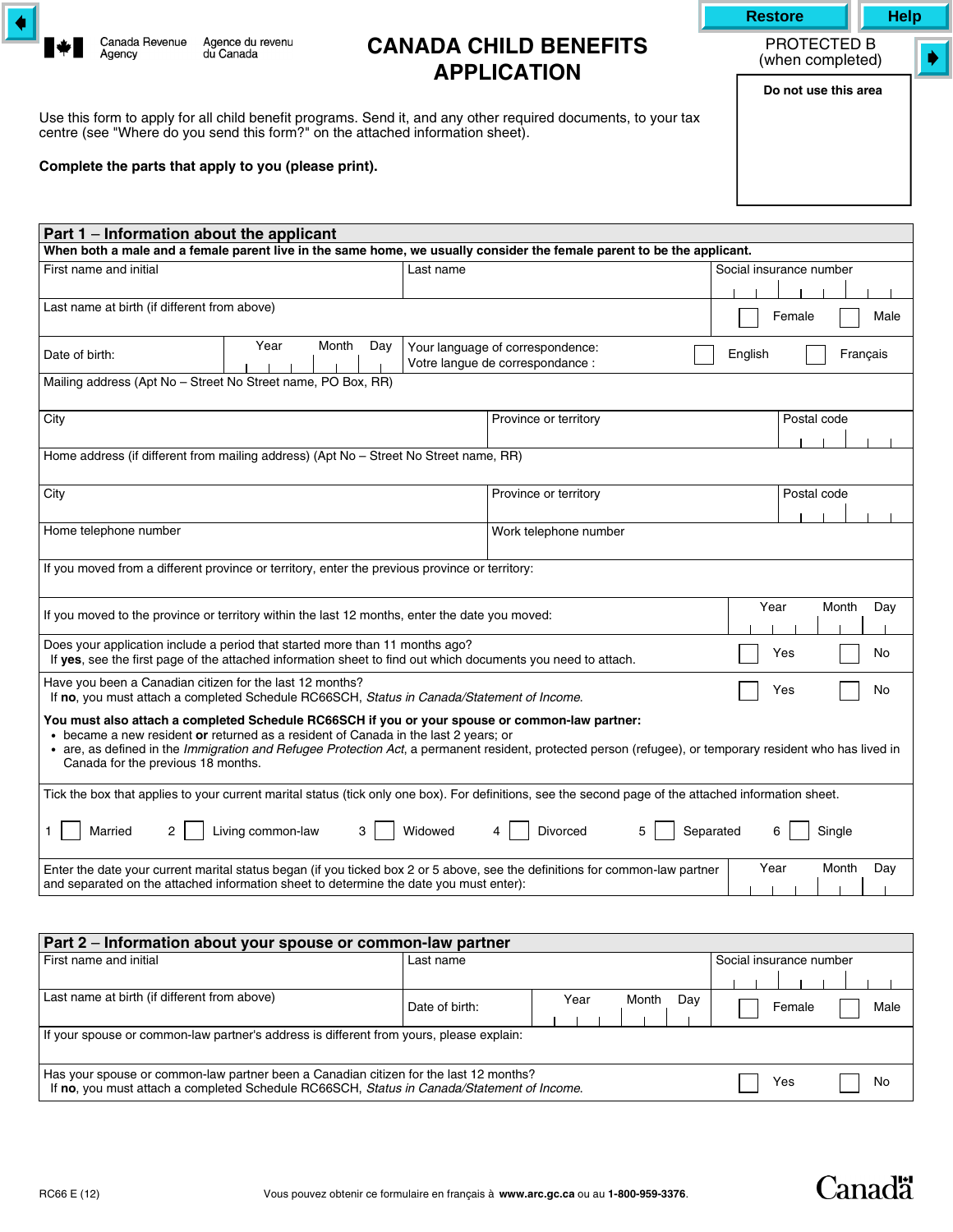Restore | Help

Canada Revenue Agency — Agence du revenu du Canada

# CANADA CHILD BENEFITS APPLICATION

PROTECTED B
(when completed)

**Do not use this area**

Use this form to apply for all child benefit programs. Send it, and any other required documents, to your tax centre (see "Where do you send this form?" on the attached information sheet).

**Complete the parts that apply to you (please print).**

## Part 1 – Information about the applicant

**When both a male and a female parent live in the same home, we usually consider the female parent to be the applicant.**

| First name and initial | Last name | Social insurance number |
|---|---|---|
| | | |

Last name at birth (if different from above) ☐ Female ☐ Male

Date of birth: Year | Month | Day

Your language of correspondence:
Votre langue de correspondance : ☐ English ☐ Français

Mailing address (Apt No – Street No Street name, PO Box, RR)

| City | Province or territory | Postal code |
|---|---|---|
| | | |

Home address (if different from mailing address) (Apt No – Street No Street name, RR)

| City | Province or territory | Postal code |
|---|---|---|
| | | |

| Home telephone number | Work telephone number |
|---|---|
| | |

If you moved from a different province or territory, enter the previous province or territory:

If you moved to the province or territory within the last 12 months, enter the date you moved: Year | Month | Day

Does your application include a period that started more than 11 months ago? ☐ Yes ☐ No
If **yes**, see the first page of the attached information sheet to find out which documents you need to attach.

Have you been a Canadian citizen for the last 12 months? ☐ Yes ☐ No
If **no**, you must attach a completed Schedule RC66SCH, *Status in Canada/Statement of Income.*

**You must also attach a completed Schedule RC66SCH if you or your spouse or common-law partner:**

- became a new resident **or** returned as a resident of Canada in the last 2 years; or
- are, as defined in the *Immigration and Refugee Protection Act*, a permanent resident, protected person (refugee), or temporary resident who has lived in Canada for the previous 18 months.

Tick the box that applies to your current marital status (tick only one box). For definitions, see the second page of the attached information sheet.

1 ☐ Married 2 ☐ Living common-law 3 ☐ Widowed 4 ☐ Divorced 5 ☐ Separated 6 ☐ Single

Enter the date your current marital status began (if you ticked box 2 or 5 above, see the definitions for common-law partner and separated on the attached information sheet to determine the date you must enter): Year | Month | Day

## Part 2 – Information about your spouse or common-law partner

| First name and initial | Last name | Social insurance number |
|---|---|---|
| | | |

Last name at birth (if different from above) — Date of birth: Year | Month | Day — ☐ Female ☐ Male

If your spouse or common-law partner's address is different from yours, please explain:

Has your spouse or common-law partner been a Canadian citizen for the last 12 months? ☐ Yes ☐ No
If **no**, you must attach a completed Schedule RC66SCH, *Status in Canada/Statement of Income.*

RC66 E (12)

Vous pouvez obtenir ce formulaire en français à **www.arc.gc.ca** ou au **1-800-959-3376**.

Canada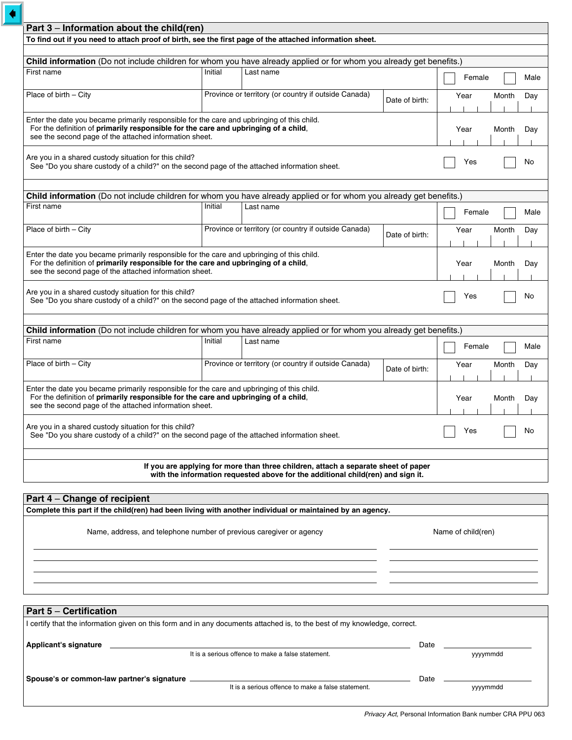## Part 3 – Information about the child(ren)

**To find out if you need to attach proof of birth, see the first page of the attached information sheet.**

**Child information** (Do not include children for whom you have already applied or for whom you already get benefits.)

| First name | Initial | Last name | ☐ Female ☐ Male |
|---|---|---|---|
| Place of birth – City | Province or territory (or country if outside Canada) | Date of birth: | Year Month Day |

Enter the date you became primarily responsible for the care and upbringing of this child. For the definition of **primarily responsible for the care and upbringing of a child**, see the second page of the attached information sheet. — Year Month Day

Are you in a shared custody situation for this child? See "Do you share custody of a child?" on the second page of the attached information sheet. ☐ Yes ☐ No

**Child information** (Do not include children for whom you have already applied or for whom you already get benefits.)

| First name | Initial | Last name | ☐ Female ☐ Male |
|---|---|---|---|
| Place of birth – City | Province or territory (or country if outside Canada) | Date of birth: | Year Month Day |

Enter the date you became primarily responsible for the care and upbringing of this child. For the definition of **primarily responsible for the care and upbringing of a child**, see the second page of the attached information sheet. — Year Month Day

Are you in a shared custody situation for this child? See "Do you share custody of a child?" on the second page of the attached information sheet. ☐ Yes ☐ No

**Child information** (Do not include children for whom you have already applied or for whom you already get benefits.)

| First name | Initial | Last name | ☐ Female ☐ Male |
|---|---|---|---|
| Place of birth – City | Province or territory (or country if outside Canada) | Date of birth: | Year Month Day |

Enter the date you became primarily responsible for the care and upbringing of this child. For the definition of **primarily responsible for the care and upbringing of a child**, see the second page of the attached information sheet. — Year Month Day

Are you in a shared custody situation for this child? See "Do you share custody of a child?" on the second page of the attached information sheet. ☐ Yes ☐ No

**If you are applying for more than three children, attach a separate sheet of paper with the information requested above for the additional child(ren) and sign it.**

## Part 4 – Change of recipient

**Complete this part if the child(ren) had been living with another individual or maintained by an agency.**

| Name, address, and telephone number of previous caregiver or agency | Name of child(ren) |
|---|---|
| | |
| | |
| | |
| | |

## Part 5 – Certification

I certify that the information given on this form and in any documents attached is, to the best of my knowledge, correct.

**Applicant's signature** ____________________ Date ____________
It is a serious offence to make a false statement. yyyymmdd

**Spouse's or common-law partner's signature** ____________________ Date ____________
It is a serious offence to make a false statement. yyyymmdd

*Privacy Act*, Personal Information Bank number CRA PPU 063